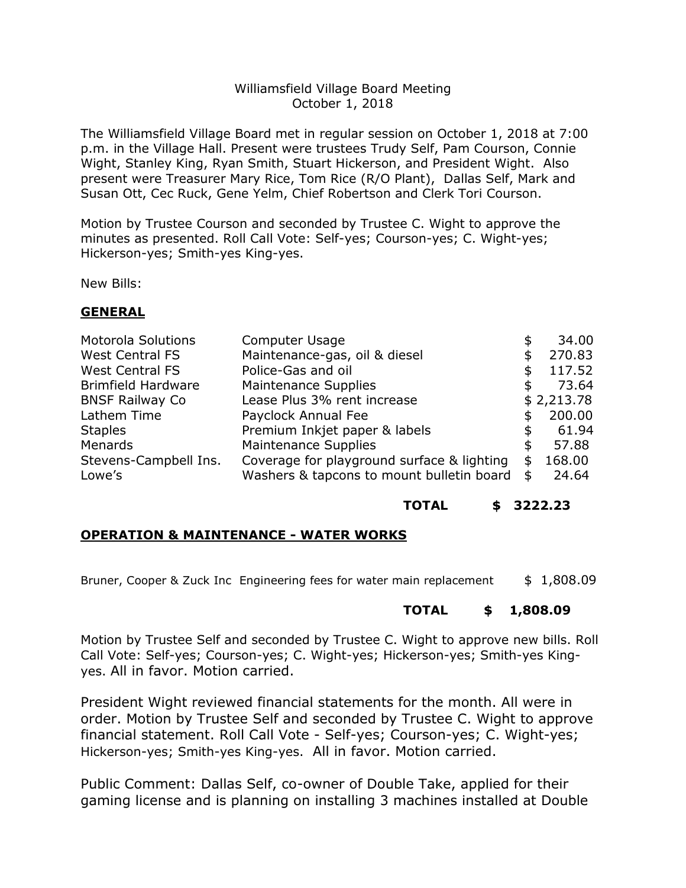Williamsfield Village Board Meeting
October 1, 2018

The Williamsfield Village Board met in regular session on October 1, 2018 at 7:00 p.m. in the Village Hall. Present were trustees Trudy Self, Pam Courson, Connie Wight, Stanley King, Ryan Smith, Stuart Hickerson, and President Wight. Also present were Treasurer Mary Rice, Tom Rice (R/O Plant), Dallas Self, Mark and Susan Ott, Cec Ruck, Gene Yelm, Chief Robertson and Clerk Tori Courson.

Motion by Trustee Courson and seconded by Trustee C. Wight to approve the minutes as presented. Roll Call Vote: Self-yes; Courson-yes; C. Wight-yes; Hickerson-yes; Smith-yes King-yes.

New Bills:

## GENERAL

| | | |
|---|---|---|
| Motorola Solutions | Computer Usage | $ 34.00 |
| West Central FS | Maintenance-gas, oil & diesel | $ 270.83 |
| West Central FS | Police-Gas and oil | $ 117.52 |
| Brimfield Hardware | Maintenance Supplies | $ 73.64 |
| BNSF Railway Co | Lease Plus 3% rent increase | $ 2,213.78 |
| Lathem Time | Payclock Annual Fee | $ 200.00 |
| Staples | Premium Inkjet paper & labels | $ 61.94 |
| Menards | Maintenance Supplies | $ 57.88 |
| Stevens-Campbell Ins. | Coverage for playground surface & lighting | $ 168.00 |
| Lowe's | Washers & tapcons to mount bulletin board | $ 24.64 |
| | **TOTAL** | **$ 3222.23** |

## OPERATION & MAINTENANCE - WATER WORKS

| | | |
|---|---|---|
| Bruner, Cooper & Zuck Inc | Engineering fees for water main replacement | $ 1,808.09 |
| | **TOTAL** | **$ 1,808.09** |

Motion by Trustee Self and seconded by Trustee C. Wight to approve new bills. Roll Call Vote: Self-yes; Courson-yes; C. Wight-yes; Hickerson-yes; Smith-yes King-yes. All in favor. Motion carried.

President Wight reviewed financial statements for the month. All were in order. Motion by Trustee Self and seconded by Trustee C. Wight to approve financial statement. Roll Call Vote - Self-yes; Courson-yes; C. Wight-yes; Hickerson-yes; Smith-yes King-yes. All in favor. Motion carried.

Public Comment: Dallas Self, co-owner of Double Take, applied for their gaming license and is planning on installing 3 machines installed at Double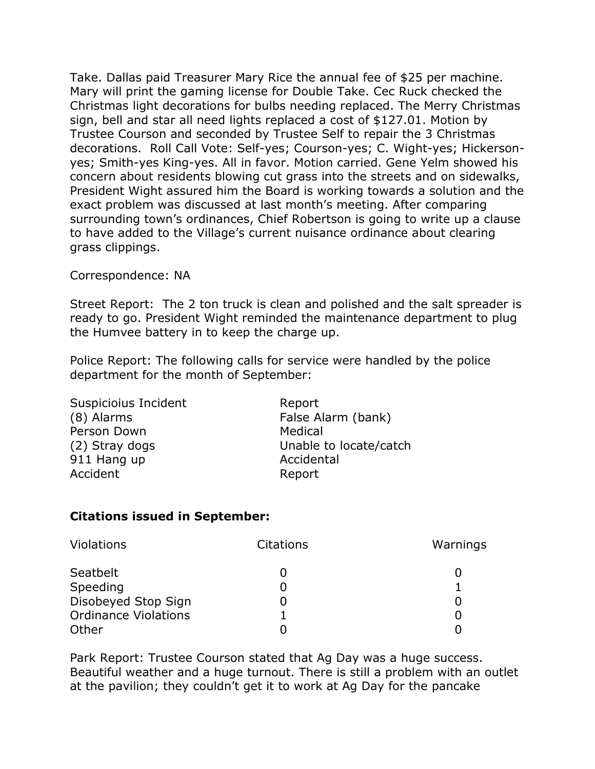Take. Dallas paid Treasurer Mary Rice the annual fee of $25 per machine. Mary will print the gaming license for Double Take. Cec Ruck checked the Christmas light decorations for bulbs needing replaced. The Merry Christmas sign, bell and star all need lights replaced a cost of $127.01. Motion by Trustee Courson and seconded by Trustee Self to repair the 3 Christmas decorations. Roll Call Vote: Self-yes; Courson-yes; C. Wight-yes; Hickerson-yes; Smith-yes King-yes. All in favor. Motion carried. Gene Yelm showed his concern about residents blowing cut grass into the streets and on sidewalks, President Wight assured him the Board is working towards a solution and the exact problem was discussed at last month's meeting. After comparing surrounding town's ordinances, Chief Robertson is going to write up a clause to have added to the Village's current nuisance ordinance about clearing grass clippings.

Correspondence: NA

Street Report: The 2 ton truck is clean and polished and the salt spreader is ready to go. President Wight reminded the maintenance department to plug the Humvee battery in to keep the charge up.

Police Report: The following calls for service were handled by the police department for the month of September:

| | |
|---|---|
| Suspicioius Incident | Report |
| (8) Alarms | False Alarm (bank) |
| Person Down | Medical |
| (2) Stray dogs | Unable to locate/catch |
| 911 Hang up | Accidental |
| Accident | Report |

**Citations issued in September:**

| Violations | Citations | Warnings |
|---|---|---|
| Seatbelt | 0 | 0 |
| Speeding | 0 | 1 |
| Disobeyed Stop Sign | 0 | 0 |
| Ordinance Violations | 1 | 0 |
| Other | 0 | 0 |

Park Report: Trustee Courson stated that Ag Day was a huge success. Beautiful weather and a huge turnout. There is still a problem with an outlet at the pavilion; they couldn't get it to work at Ag Day for the pancake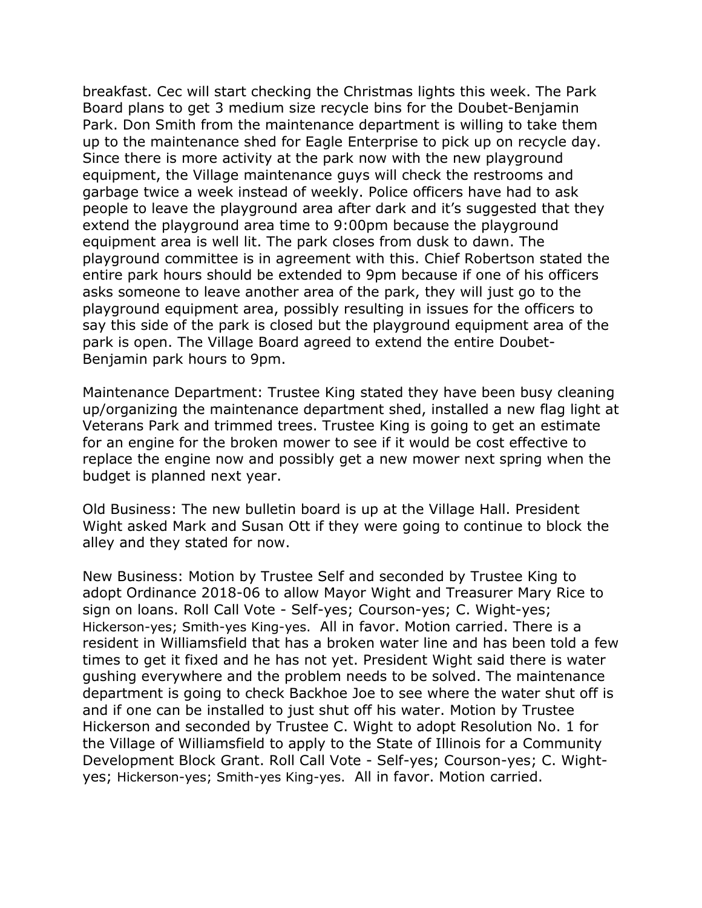breakfast. Cec will start checking the Christmas lights this week. The Park Board plans to get 3 medium size recycle bins for the Doubet-Benjamin Park. Don Smith from the maintenance department is willing to take them up to the maintenance shed for Eagle Enterprise to pick up on recycle day. Since there is more activity at the park now with the new playground equipment, the Village maintenance guys will check the restrooms and garbage twice a week instead of weekly. Police officers have had to ask people to leave the playground area after dark and it's suggested that they extend the playground area time to 9:00pm because the playground equipment area is well lit. The park closes from dusk to dawn. The playground committee is in agreement with this. Chief Robertson stated the entire park hours should be extended to 9pm because if one of his officers asks someone to leave another area of the park, they will just go to the playground equipment area, possibly resulting in issues for the officers to say this side of the park is closed but the playground equipment area of the park is open. The Village Board agreed to extend the entire Doubet-Benjamin park hours to 9pm.

Maintenance Department: Trustee King stated they have been busy cleaning up/organizing the maintenance department shed, installed a new flag light at Veterans Park and trimmed trees. Trustee King is going to get an estimate for an engine for the broken mower to see if it would be cost effective to replace the engine now and possibly get a new mower next spring when the budget is planned next year.

Old Business: The new bulletin board is up at the Village Hall. President Wight asked Mark and Susan Ott if they were going to continue to block the alley and they stated for now.

New Business: Motion by Trustee Self and seconded by Trustee King to adopt Ordinance 2018-06 to allow Mayor Wight and Treasurer Mary Rice to sign on loans. Roll Call Vote - Self-yes; Courson-yes; C. Wight-yes; Hickerson-yes; Smith-yes King-yes. All in favor. Motion carried. There is a resident in Williamsfield that has a broken water line and has been told a few times to get it fixed and he has not yet. President Wight said there is water gushing everywhere and the problem needs to be solved. The maintenance department is going to check Backhoe Joe to see where the water shut off is and if one can be installed to just shut off his water. Motion by Trustee Hickerson and seconded by Trustee C. Wight to adopt Resolution No. 1 for the Village of Williamsfield to apply to the State of Illinois for a Community Development Block Grant. Roll Call Vote - Self-yes; Courson-yes; C. Wight-yes; Hickerson-yes; Smith-yes King-yes. All in favor. Motion carried.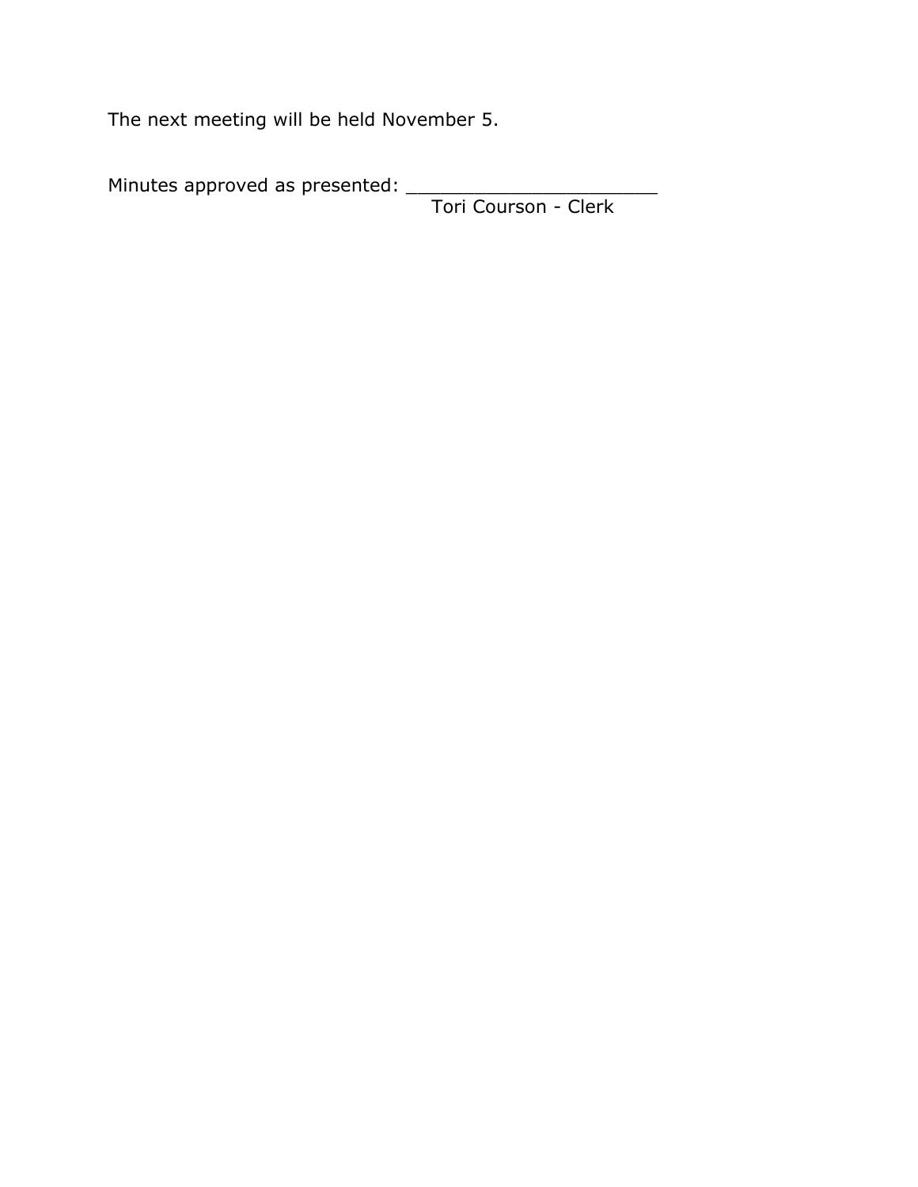The next meeting will be held November 5.

Minutes approved as presented: _______________________

Tori Courson - Clerk